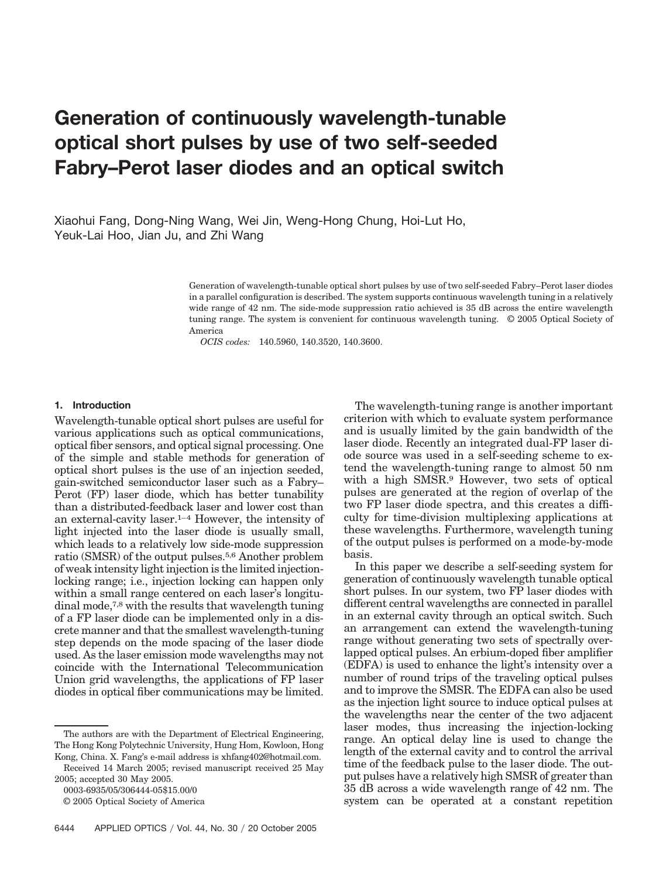# Generation of continuously wavelength-tunable optical short pulses by use of two self-seeded Fabry–Perot laser diodes and an optical switch

Xiaohui Fang, Dong-Ning Wang, Wei Jin, Weng-Hong Chung, Hoi-Lut Ho, Yeuk-Lai Hoo, Jian Ju, and Zhi Wang

Generation of wavelength-tunable optical short pulses by use of two self-seeded Fabry–Perot laser diodes in a parallel configuration is described. The system supports continuous wavelength tuning in a relatively wide range of 42 nm. The side-mode suppression ratio achieved is 35 dB across the entire wavelength tuning range. The system is convenient for continuous wavelength tuning. © 2005 Optical Society of America

*OCIS codes:* 140.5960, 140.3520, 140.3600.

## 1. Introduction

Wavelength-tunable optical short pulses are useful for various applications such as optical communications, optical fiber sensors, and optical signal processing. One of the simple and stable methods for generation of optical short pulses is the use of an injection seeded, gain-switched semiconductor laser such as a Fabry–Perot (FP) laser diode, which has better tunability than a distributed-feedback laser and lower cost than an external-cavity laser.[1–4] However, the intensity of light injected into the laser diode is usually small, which leads to a relatively low side-mode suppression ratio (SMSR) of the output pulses.[5,6] Another problem of weak intensity light injection is the limited injection-locking range; i.e., injection locking can happen only within a small range centered on each laser's longitudinal mode,[7,8] with the results that wavelength tuning of a FP laser diode can be implemented only in a discrete manner and that the smallest wavelength-tuning step depends on the mode spacing of the laser diode used. As the laser emission mode wavelengths may not coincide with the International Telecommunication Union grid wavelengths, the applications of FP laser diodes in optical fiber communications may be limited.

The wavelength-tuning range is another important criterion with which to evaluate system performance and is usually limited by the gain bandwidth of the laser diode. Recently an integrated dual-FP laser diode source was used in a self-seeding scheme to extend the wavelength-tuning range to almost 50 nm with a high SMSR.[9] However, two sets of optical pulses are generated at the region of overlap of the two FP laser diode spectra, and this creates a difficulty for time-division multiplexing applications at these wavelengths. Furthermore, wavelength tuning of the output pulses is performed on a mode-by-mode basis.

In this paper we describe a self-seeding system for generation of continuously wavelength tunable optical short pulses. In our system, two FP laser diodes with different central wavelengths are connected in parallel in an external cavity through an optical switch. Such an arrangement can extend the wavelength-tuning range without generating two sets of spectrally overlapped optical pulses. An erbium-doped fiber amplifier (EDFA) is used to enhance the light's intensity over a number of round trips of the traveling optical pulses and to improve the SMSR. The EDFA can also be used as the injection light source to induce optical pulses at the wavelengths near the center of the two adjacent laser modes, thus increasing the injection-locking range. An optical delay line is used to change the length of the external cavity and to control the arrival time of the feedback pulse to the laser diode. The output pulses have a relatively high SMSR of greater than 35 dB across a wide wavelength range of 42 nm. The system can be operated at a constant repetition

The authors are with the Department of Electrical Engineering, The Hong Kong Polytechnic University, Hung Hom, Kowloon, Hong Kong, China. X. Fang's e-mail address is xhfang402@hotmail.com.

Received 14 March 2005; revised manuscript received 25 May 2005; accepted 30 May 2005.

0003-6935/05/306444-05$15.00/0

© 2005 Optical Society of America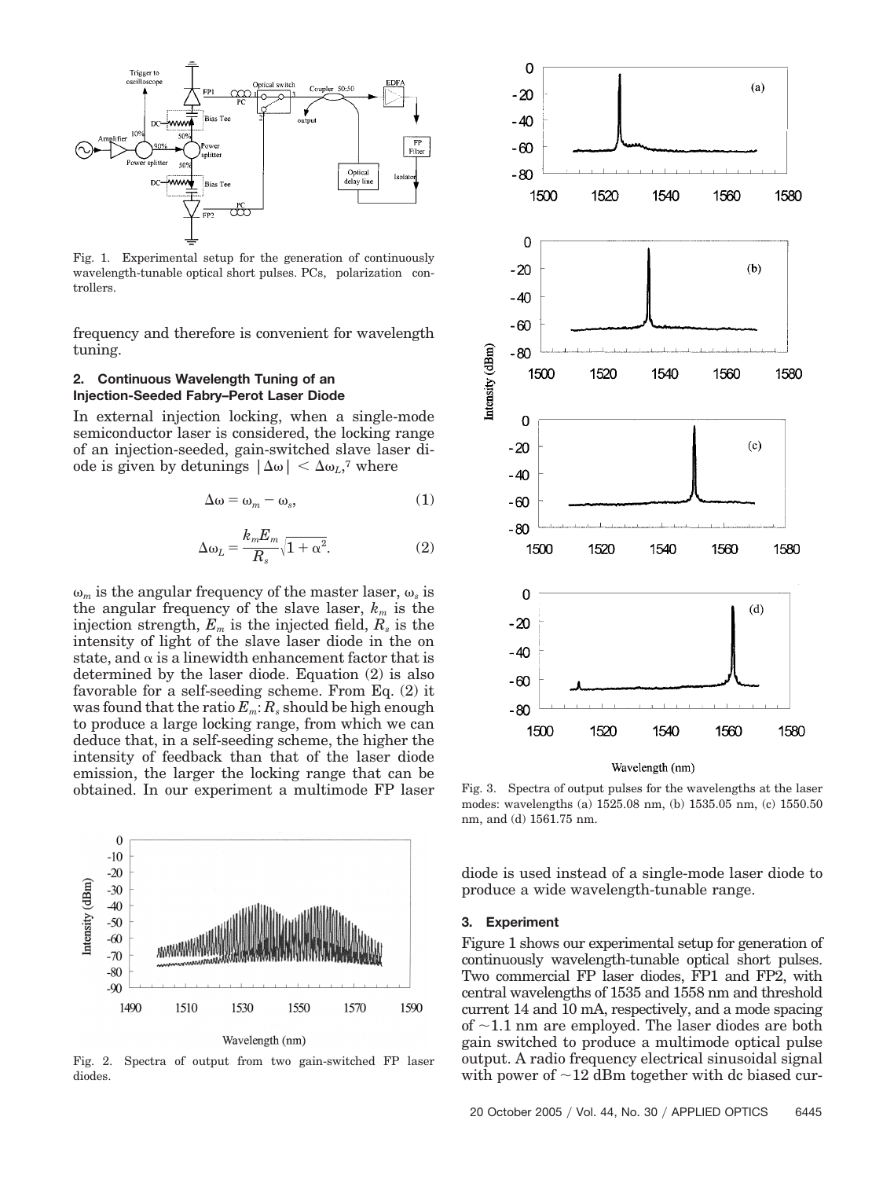Fig. 1. Experimental setup for the generation of continuously wavelength-tunable optical short pulses. PCs, polarization controllers.

frequency and therefore is convenient for wavelength tuning.

## 2. Continuous Wavelength Tuning of an Injection-Seeded Fabry–Perot Laser Diode

In external injection locking, when a single-mode semiconductor laser is considered, the locking range of an injection-seeded, gain-switched slave laser diode is given by detunings $|\Delta\omega| < \Delta\omega_L$,[7] where

$$\Delta\omega = \omega_m - \omega_s, \tag{1}$$

$$\Delta\omega_L = \frac{k_m E_m}{R_s}\sqrt{1+\alpha^2}. \tag{2}$$

$\omega_m$ is the angular frequency of the master laser, $\omega_s$ is the angular frequency of the slave laser, $k_m$ is the injection strength, $E_m$ is the injected field, $R_s$ is the intensity of light of the slave laser diode in the on state, and $\alpha$ is a linewidth enhancement factor that is determined by the laser diode. Equation (2) is also favorable for a self-seeding scheme. From Eq. (2) it was found that the ratio $E_m$:$R_s$ should be high enough to produce a large locking range, from which we can deduce that, in a self-seeding scheme, the higher the intensity of feedback than that of the laser diode emission, the larger the locking range that can be obtained. In our experiment a multimode FP laser diode is used instead of a single-mode laser diode to produce a wide wavelength-tunable range.

Fig. 2. Spectra of output from two gain-switched FP laser diodes.

Fig. 3. Spectra of output pulses for the wavelengths at the laser modes: wavelengths (a) 1525.08 nm, (b) 1535.05 nm, (c) 1550.50 nm, and (d) 1561.75 nm.

## 3. Experiment

Figure 1 shows our experimental setup for generation of continuously wavelength-tunable optical short pulses. Two commercial FP laser diodes, FP1 and FP2, with central wavelengths of 1535 and 1558 nm and threshold current 14 and 10 mA, respectively, and a mode spacing of ~1.1 nm are employed. The laser diodes are both gain switched to produce a multimode optical pulse output. A radio frequency electrical sinusoidal signal with power of ~12 dBm together with dc biased cur-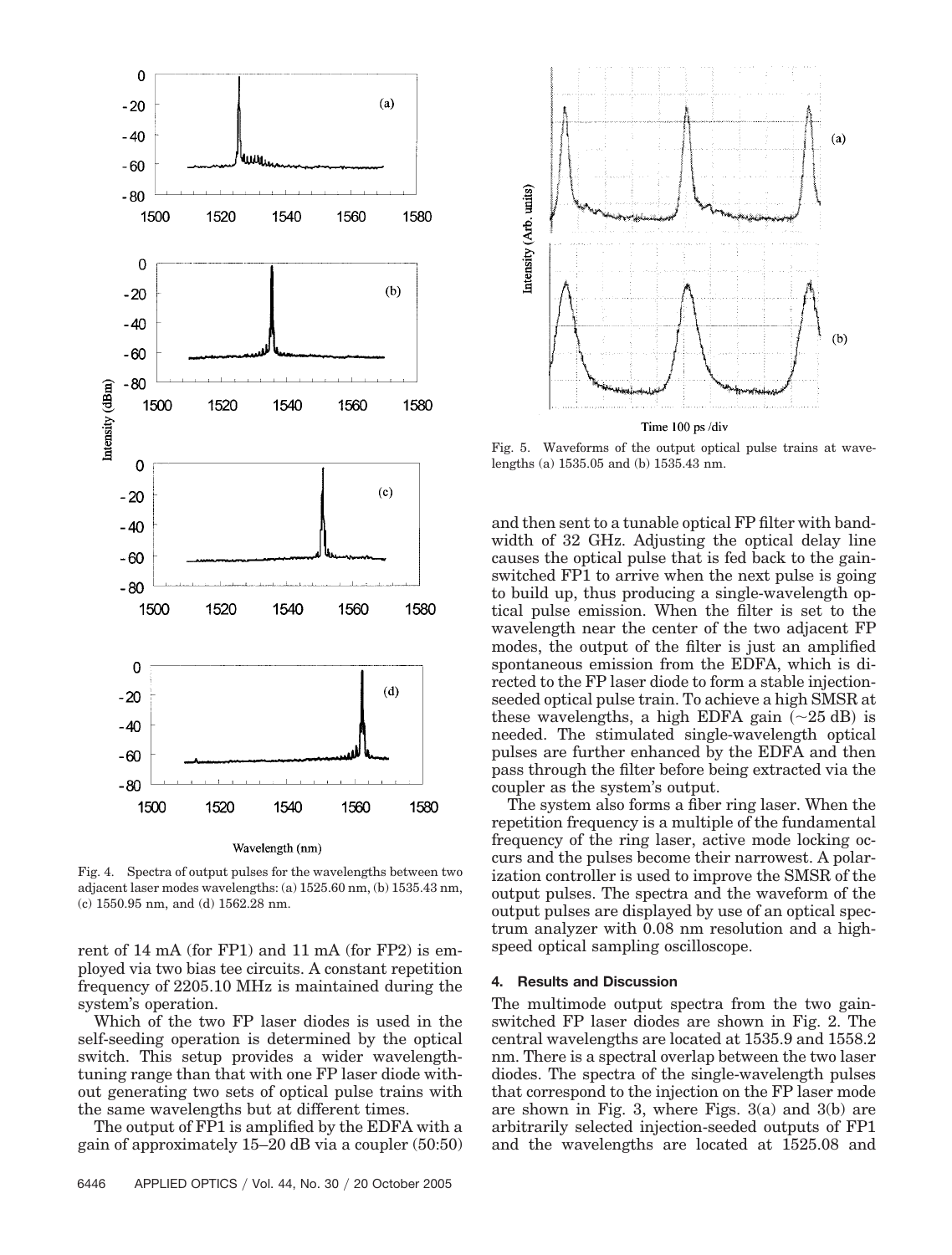Fig. 4. Spectra of output pulses for the wavelengths between two adjacent laser modes wavelengths: (a) 1525.60 nm, (b) 1535.43 nm, (c) 1550.95 nm, and (d) 1562.28 nm.

rent of 14 mA (for FP1) and 11 mA (for FP2) is employed via two bias tee circuits. A constant repetition frequency of 2205.10 MHz is maintained during the system's operation.

Which of the two FP laser diodes is used in the self-seeding operation is determined by the optical switch. This setup provides a wider wavelength-tuning range than that with one FP laser diode without generating two sets of optical pulse trains with the same wavelengths but at different times.

The output of FP1 is amplified by the EDFA with a gain of approximately 15–20 dB via a coupler (50:50) and then sent to a tunable optical FP filter with bandwidth of 32 GHz. Adjusting the optical delay line causes the optical pulse that is fed back to the gain-switched FP1 to arrive when the next pulse is going to build up, thus producing a single-wavelength optical pulse emission. When the filter is set to the wavelength near the center of the two adjacent FP modes, the output of the filter is just an amplified spontaneous emission from the EDFA, which is directed to the FP laser diode to form a stable injection-seeded optical pulse train. To achieve a high SMSR at these wavelengths, a high EDFA gain (~25 dB) is needed. The stimulated single-wavelength optical pulses are further enhanced by the EDFA and then pass through the filter before being extracted via the coupler as the system's output.

The system also forms a fiber ring laser. When the repetition frequency is a multiple of the fundamental frequency of the ring laser, active mode locking occurs and the pulses become their narrowest. A polarization controller is used to improve the SMSR of the output pulses. The spectra and the waveform of the output pulses are displayed by use of an optical spectrum analyzer with 0.08 nm resolution and a high-speed optical sampling oscilloscope.

Fig. 5. Waveforms of the output optical pulse trains at wavelengths (a) 1535.05 and (b) 1535.43 nm.

## 4. Results and Discussion

The multimode output spectra from the two gain-switched FP laser diodes are shown in Fig. 2. The central wavelengths are located at 1535.9 and 1558.2 nm. There is a spectral overlap between the two laser diodes. The spectra of the single-wavelength pulses that correspond to the injection on the FP laser mode are shown in Fig. 3, where Figs. 3(a) and 3(b) are arbitrarily selected injection-seeded outputs of FP1 and the wavelengths are located at 1525.08 and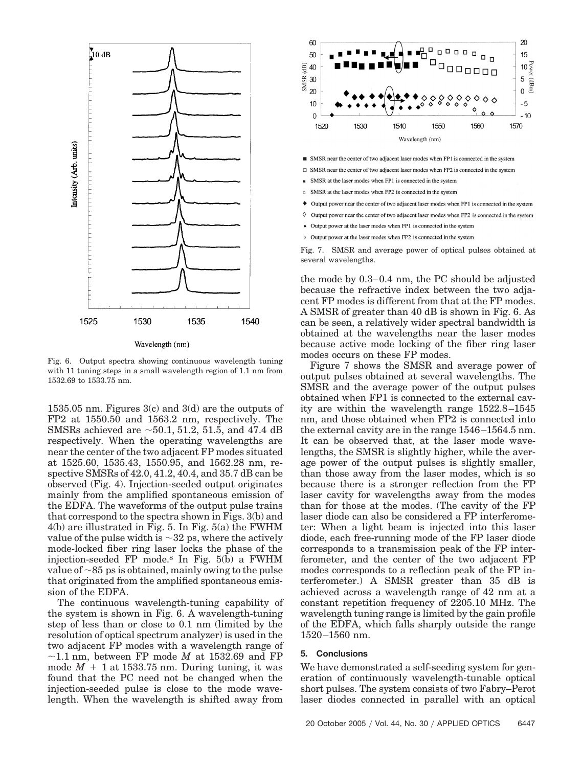Fig. 6. Output spectra showing continuous wavelength tuning with 11 tuning steps in a small wavelength region of 1.1 nm from 1532.69 to 1533.75 nm.

1535.05 nm. Figures 3(c) and 3(d) are the outputs of FP2 at 1550.50 and 1563.2 nm, respectively. The SMSRs achieved are ~50.1, 51.2, 51.5, and 47.4 dB respectively. When the operating wavelengths are near the center of the two adjacent FP modes situated at 1525.60, 1535.43, 1550.95, and 1562.28 nm, respective SMSRs of 42.0, 41.2, 40.4, and 35.7 dB can be observed (Fig. 4). Injection-seeded output originates mainly from the amplified spontaneous emission of the EDFA. The waveforms of the output pulse trains that correspond to the spectra shown in Figs. 3(b) and 4(b) are illustrated in Fig. 5. In Fig. 5(a) the FWHM value of the pulse width is ~32 ps, where the actively mode-locked fiber ring laser locks the phase of the injection-seeded FP mode.[8] In Fig. 5(b) a FWHM value of ~85 ps is obtained, mainly owing to the pulse that originated from the amplified spontaneous emission of the EDFA.

The continuous wavelength-tuning capability of the system is shown in Fig. 6. A wavelength-tuning step of less than or close to 0.1 nm (limited by the resolution of optical spectrum analyzer) is used in the two adjacent FP modes with a wavelength range of ~1.1 nm, between FP mode $M$ at 1532.69 and FP mode $M + 1$ at 1533.75 nm. During tuning, it was found that the PC need not be changed when the injection-seeded pulse is close to the mode wavelength. When the wavelength is shifted away from the mode by 0.3–0.4 nm, the PC should be adjusted because the refractive index between the two adjacent FP modes is different from that at the FP modes. A SMSR of greater than 40 dB is shown in Fig. 6. As can be seen, a relatively wider spectral bandwidth is obtained at the wavelengths near the laser modes because active mode locking of the fiber ring laser modes occurs on these FP modes.

Fig. 7. SMSR and average power of optical pulses obtained at several wavelengths.

Figure 7 shows the SMSR and average power of output pulses obtained at several wavelengths. The SMSR and the average power of the output pulses obtained when FP1 is connected to the external cavity are within the wavelength range 1522.8–1545 nm, and those obtained when FP2 is connected into the external cavity are in the range 1546–1564.5 nm. It can be observed that, at the laser mode wavelengths, the SMSR is slightly higher, while the average power of the output pulses is slightly smaller, than those away from the laser modes, which is so because there is a stronger reflection from the FP laser cavity for wavelengths away from the modes than for those at the modes. (The cavity of the FP laser diode can also be considered a FP interferometer: When a light beam is injected into this laser diode, each free-running mode of the FP laser diode corresponds to a transmission peak of the FP interferometer, and the center of the two adjacent FP modes corresponds to a reflection peak of the FP interferometer.) A SMSR greater than 35 dB is achieved across a wavelength range of 42 nm at a constant repetition frequency of 2205.10 MHz. The wavelength tuning range is limited by the gain profile of the EDFA, which falls sharply outside the range 1520–1560 nm.

## 5. Conclusions

We have demonstrated a self-seeding system for generation of continuously wavelength-tunable optical short pulses. The system consists of two Fabry–Perot laser diodes connected in parallel with an optical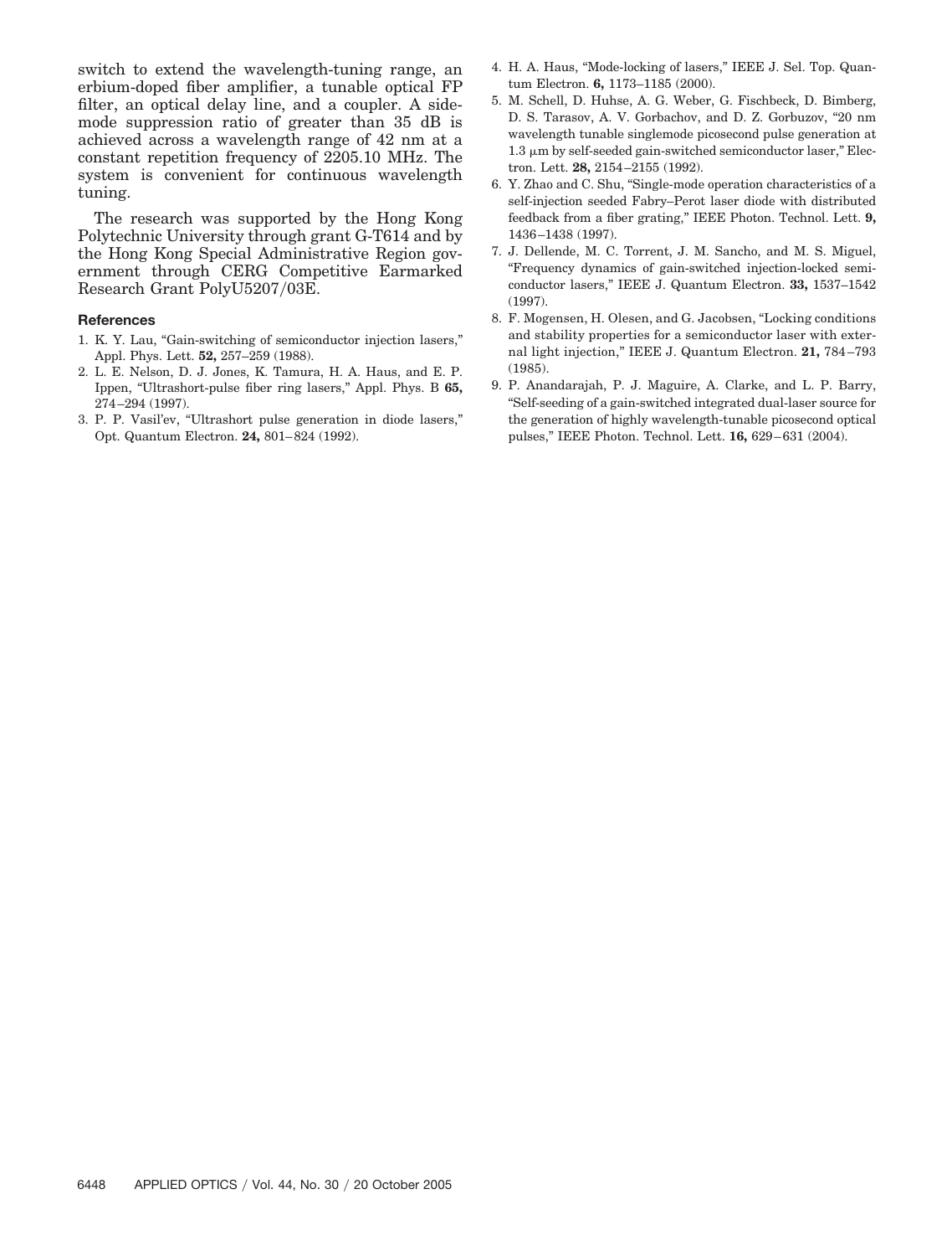switch to extend the wavelength-tuning range, an erbium-doped fiber amplifier, a tunable optical FP filter, an optical delay line, and a coupler. A side-mode suppression ratio of greater than 35 dB is achieved across a wavelength range of 42 nm at a constant repetition frequency of 2205.10 MHz. The system is convenient for continuous wavelength tuning.

The research was supported by the Hong Kong Polytechnic University through grant G-T614 and by the Hong Kong Special Administrative Region government through CERG Competitive Earmarked Research Grant PolyU5207/03E.

## References

1. K. Y. Lau, "Gain-switching of semiconductor injection lasers," Appl. Phys. Lett. **52,** 257–259 (1988).
2. L. E. Nelson, D. J. Jones, K. Tamura, H. A. Haus, and E. P. Ippen, "Ultrashort-pulse fiber ring lasers," Appl. Phys. B **65,** 274–294 (1997).
3. P. P. Vasil'ev, "Ultrashort pulse generation in diode lasers," Opt. Quantum Electron. **24,** 801–824 (1992).
4. H. A. Haus, "Mode-locking of lasers," IEEE J. Sel. Top. Quantum Electron. **6,** 1173–1185 (2000).
5. M. Schell, D. Huhse, A. G. Weber, G. Fischbeck, D. Bimberg, D. S. Tarasov, A. V. Gorbachov, and D. Z. Gorbuzov, "20 nm wavelength tunable singlemode picosecond pulse generation at 1.3 μm by self-seeded gain-switched semiconductor laser," Electron. Lett. **28,** 2154–2155 (1992).
6. Y. Zhao and C. Shu, "Single-mode operation characteristics of a self-injection seeded Fabry–Perot laser diode with distributed feedback from a fiber grating," IEEE Photon. Technol. Lett. **9,** 1436–1438 (1997).
7. J. Dellende, M. C. Torrent, J. M. Sancho, and M. S. Miguel, "Frequency dynamics of gain-switched injection-locked semiconductor lasers," IEEE J. Quantum Electron. **33,** 1537–1542 (1997).
8. F. Mogensen, H. Olesen, and G. Jacobsen, "Locking conditions and stability properties for a semiconductor laser with external light injection," IEEE J. Quantum Electron. **21,** 784–793 (1985).
9. P. Anandarajah, P. J. Maguire, A. Clarke, and L. P. Barry, "Self-seeding of a gain-switched integrated dual-laser source for the generation of highly wavelength-tunable picosecond optical pulses," IEEE Photon. Technol. Lett. **16,** 629–631 (2004).